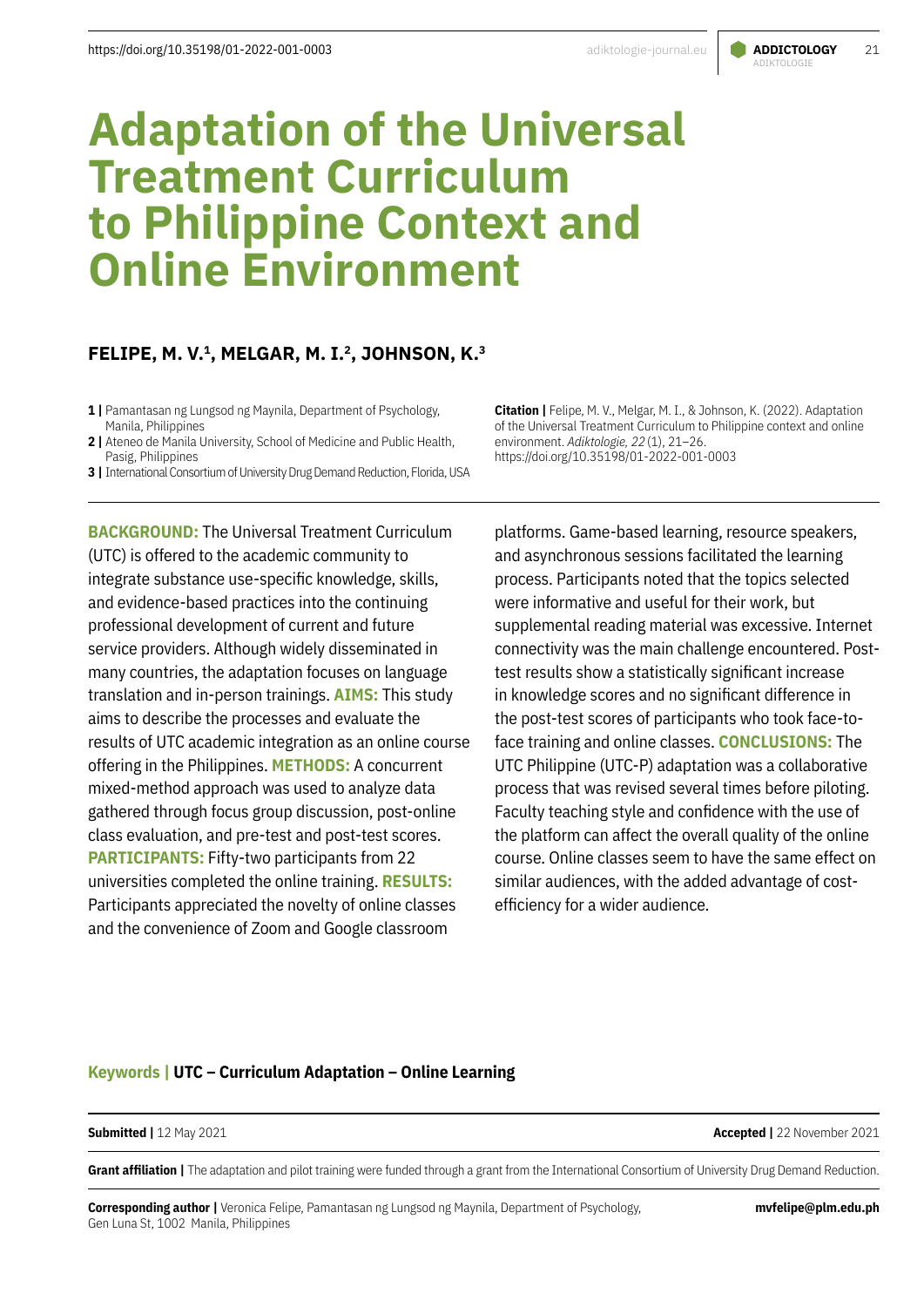# Adaptation of the Universal Treatment Curriculum to Philippine Context and Online Environment

**FELIPE, M. V.[1], MELGAR, M. I.[2], JOHNSON, K.[3]**

**1 |** Pamantasan ng Lungsod ng Maynila, Department of Psychology, Manila, Philippines
**2 |** Ateneo de Manila University, School of Medicine and Public Health, Pasig, Philippines
**3 |** International Consortium of University Drug Demand Reduction, Florida, USA

**Citation |** Felipe, M. V., Melgar, M. I., & Johnson, K. (2022). Adaptation of the Universal Treatment Curriculum to Philippine context and online environment. *Adiktologie, 22* (1), 21–26. https://doi.org/10.35198/01-2022-001-0003

**BACKGROUND:** The Universal Treatment Curriculum (UTC) is offered to the academic community to integrate substance use-specific knowledge, skills, and evidence-based practices into the continuing professional development of current and future service providers. Although widely disseminated in many countries, the adaptation focuses on language translation and in-person trainings. **AIMS:** This study aims to describe the processes and evaluate the results of UTC academic integration as an online course offering in the Philippines. **METHODS:** A concurrent mixed-method approach was used to analyze data gathered through focus group discussion, post-online class evaluation, and pre-test and post-test scores. **PARTICIPANTS:** Fifty-two participants from 22 universities completed the online training. **RESULTS:** Participants appreciated the novelty of online classes and the convenience of Zoom and Google classroom platforms. Game-based learning, resource speakers, and asynchronous sessions facilitated the learning process. Participants noted that the topics selected were informative and useful for their work, but supplemental reading material was excessive. Internet connectivity was the main challenge encountered. Post-test results show a statistically significant increase in knowledge scores and no significant difference in the post-test scores of participants who took face-to-face training and online classes. **CONCLUSIONS:** The UTC Philippine (UTC-P) adaptation was a collaborative process that was revised several times before piloting. Faculty teaching style and confidence with the use of the platform can affect the overall quality of the online course. Online classes seem to have the same effect on similar audiences, with the added advantage of cost-efficiency for a wider audience.

**Keywords |** **UTC – Curriculum Adaptation – Online Learning**

**Submitted |** 12 May 2021

**Accepted |** 22 November 2021

**Grant affiliation |** The adaptation and pilot training were funded through a grant from the International Consortium of University Drug Demand Reduction.

**Corresponding author |** Veronica Felipe, Pamantasan ng Lungsod ng Maynila, Department of Psychology, Gen Luna St, 1002 Manila, Philippines

**mvfelipe@plm.edu.ph**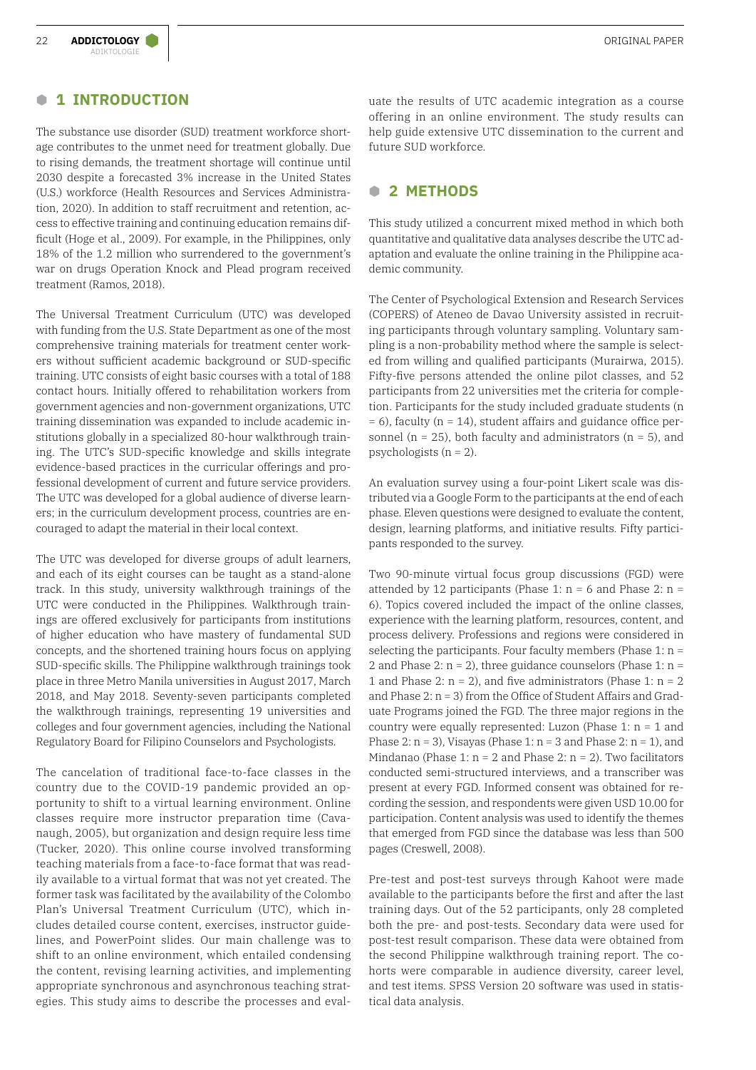## 1 INTRODUCTION

The substance use disorder (SUD) treatment workforce shortage contributes to the unmet need for treatment globally. Due to rising demands, the treatment shortage will continue until 2030 despite a forecasted 3% increase in the United States (U.S.) workforce (Health Resources and Services Administration, 2020). In addition to staff recruitment and retention, access to effective training and continuing education remains difficult (Hoge et al., 2009). For example, in the Philippines, only 18% of the 1.2 million who surrendered to the government's war on drugs Operation Knock and Plead program received treatment (Ramos, 2018).

The Universal Treatment Curriculum (UTC) was developed with funding from the U.S. State Department as one of the most comprehensive training materials for treatment center workers without sufficient academic background or SUD-specific training. UTC consists of eight basic courses with a total of 188 contact hours. Initially offered to rehabilitation workers from government agencies and non-government organizations, UTC training dissemination was expanded to include academic institutions globally in a specialized 80-hour walkthrough training. The UTC's SUD-specific knowledge and skills integrate evidence-based practices in the curricular offerings and professional development of current and future service providers. The UTC was developed for a global audience of diverse learners; in the curriculum development process, countries are encouraged to adapt the material in their local context.

The UTC was developed for diverse groups of adult learners, and each of its eight courses can be taught as a stand-alone track. In this study, university walkthrough trainings of the UTC were conducted in the Philippines. Walkthrough trainings are offered exclusively for participants from institutions of higher education who have mastery of fundamental SUD concepts, and the shortened training hours focus on applying SUD-specific skills. The Philippine walkthrough trainings took place in three Metro Manila universities in August 2017, March 2018, and May 2018. Seventy-seven participants completed the walkthrough trainings, representing 19 universities and colleges and four government agencies, including the National Regulatory Board for Filipino Counselors and Psychologists.

The cancelation of traditional face-to-face classes in the country due to the COVID-19 pandemic provided an opportunity to shift to a virtual learning environment. Online classes require more instructor preparation time (Cavanaugh, 2005), but organization and design require less time (Tucker, 2020). This online course involved transforming teaching materials from a face-to-face format that was readily available to a virtual format that was not yet created. The former task was facilitated by the availability of the Colombo Plan's Universal Treatment Curriculum (UTC), which includes detailed course content, exercises, instructor guidelines, and PowerPoint slides. Our main challenge was to shift to an online environment, which entailed condensing the content, revising learning activities, and implementing appropriate synchronous and asynchronous teaching strategies. This study aims to describe the processes and evaluate the results of UTC academic integration as a course offering in an online environment. The study results can help guide extensive UTC dissemination to the current and future SUD workforce.

## 2 METHODS

This study utilized a concurrent mixed method in which both quantitative and qualitative data analyses describe the UTC adaptation and evaluate the online training in the Philippine academic community.

The Center of Psychological Extension and Research Services (COPERS) of Ateneo de Davao University assisted in recruiting participants through voluntary sampling. Voluntary sampling is a non-probability method where the sample is selected from willing and qualified participants (Murairwa, 2015). Fifty-five persons attended the online pilot classes, and 52 participants from 22 universities met the criteria for completion. Participants for the study included graduate students (n = 6), faculty (n = 14), student affairs and guidance office personnel (n = 25), both faculty and administrators (n = 5), and psychologists (n = 2).

An evaluation survey using a four-point Likert scale was distributed via a Google Form to the participants at the end of each phase. Eleven questions were designed to evaluate the content, design, learning platforms, and initiative results. Fifty participants responded to the survey.

Two 90-minute virtual focus group discussions (FGD) were attended by 12 participants (Phase 1: n = 6 and Phase 2: n = 6). Topics covered included the impact of the online classes, experience with the learning platform, resources, content, and process delivery. Professions and regions were considered in selecting the participants. Four faculty members (Phase 1: n = 2 and Phase 2: n = 2), three guidance counselors (Phase 1: n = 1 and Phase 2: n = 2), and five administrators (Phase 1: n = 2 and Phase 2: n = 3) from the Office of Student Affairs and Graduate Programs joined the FGD. The three major regions in the country were equally represented: Luzon (Phase 1: n = 1 and Phase 2: n = 3), Visayas (Phase 1: n = 3 and Phase 2: n = 1), and Mindanao (Phase 1: n = 2 and Phase 2: n = 2). Two facilitators conducted semi-structured interviews, and a transcriber was present at every FGD. Informed consent was obtained for recording the session, and respondents were given USD 10.00 for participation. Content analysis was used to identify the themes that emerged from FGD since the database was less than 500 pages (Creswell, 2008).

Pre-test and post-test surveys through Kahoot were made available to the participants before the first and after the last training days. Out of the 52 participants, only 28 completed both the pre- and post-tests. Secondary data were used for post-test result comparison. These data were obtained from the second Philippine walkthrough training report. The cohorts were comparable in audience diversity, career level, and test items. SPSS Version 20 software was used in statistical data analysis.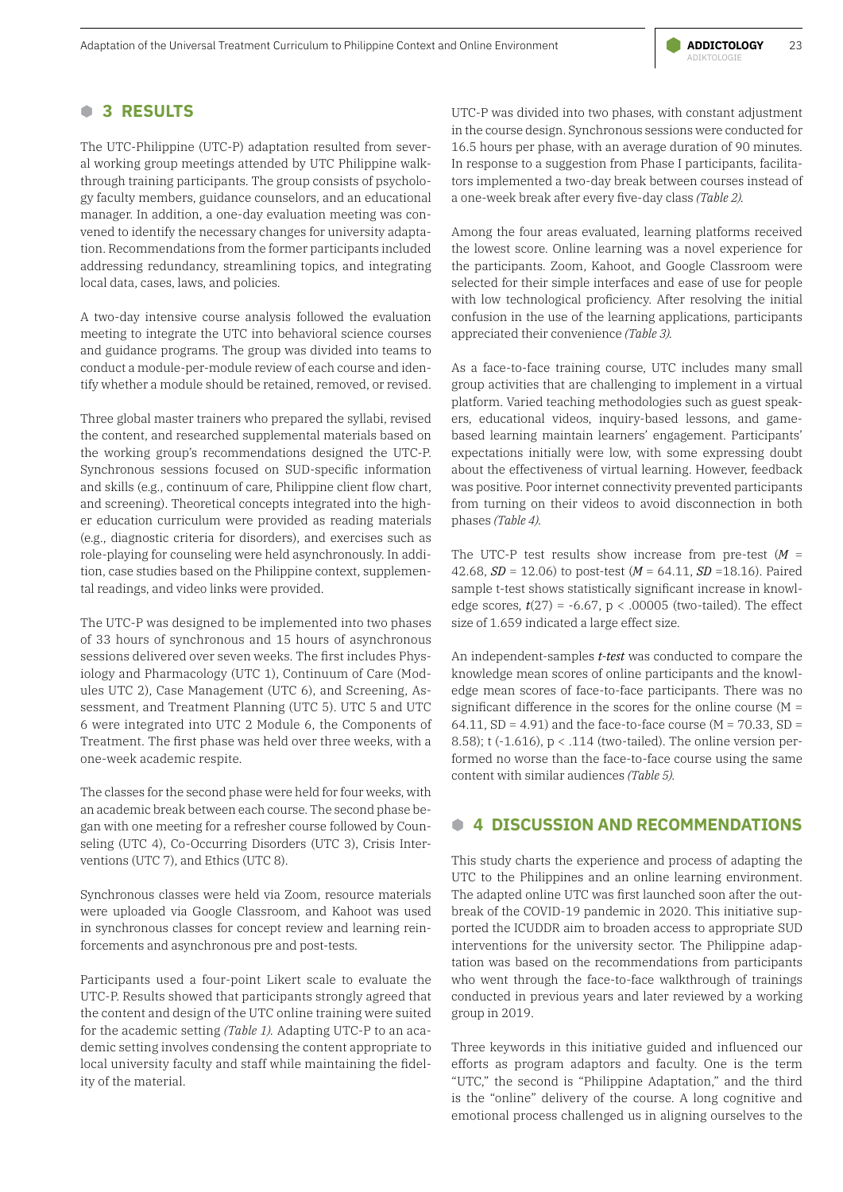## 3 RESULTS

The UTC-Philippine (UTC-P) adaptation resulted from several working group meetings attended by UTC Philippine walkthrough training participants. The group consists of psychology faculty members, guidance counselors, and an educational manager. In addition, a one-day evaluation meeting was convened to identify the necessary changes for university adaptation. Recommendations from the former participants included addressing redundancy, streamlining topics, and integrating local data, cases, laws, and policies.

A two-day intensive course analysis followed the evaluation meeting to integrate the UTC into behavioral science courses and guidance programs. The group was divided into teams to conduct a module-per-module review of each course and identify whether a module should be retained, removed, or revised.

Three global master trainers who prepared the syllabi, revised the content, and researched supplemental materials based on the working group's recommendations designed the UTC-P. Synchronous sessions focused on SUD-specific information and skills (e.g., continuum of care, Philippine client flow chart, and screening). Theoretical concepts integrated into the higher education curriculum were provided as reading materials (e.g., diagnostic criteria for disorders), and exercises such as role-playing for counseling were held asynchronously. In addition, case studies based on the Philippine context, supplemental readings, and video links were provided.

The UTC-P was designed to be implemented into two phases of 33 hours of synchronous and 15 hours of asynchronous sessions delivered over seven weeks. The first includes Physiology and Pharmacology (UTC 1), Continuum of Care (Modules UTC 2), Case Management (UTC 6), and Screening, Assessment, and Treatment Planning (UTC 5). UTC 5 and UTC 6 were integrated into UTC 2 Module 6, the Components of Treatment. The first phase was held over three weeks, with a one-week academic respite.

The classes for the second phase were held for four weeks, with an academic break between each course. The second phase began with one meeting for a refresher course followed by Counseling (UTC 4), Co-Occurring Disorders (UTC 3), Crisis Interventions (UTC 7), and Ethics (UTC 8).

Synchronous classes were held via Zoom, resource materials were uploaded via Google Classroom, and Kahoot was used in synchronous classes for concept review and learning reinforcements and asynchronous pre and post-tests.

Participants used a four-point Likert scale to evaluate the UTC-P. Results showed that participants strongly agreed that the content and design of the UTC online training were suited for the academic setting *(Table 1)*. Adapting UTC-P to an academic setting involves condensing the content appropriate to local university faculty and staff while maintaining the fidelity of the material.

UTC-P was divided into two phases, with constant adjustment in the course design. Synchronous sessions were conducted for 16.5 hours per phase, with an average duration of 90 minutes. In response to a suggestion from Phase I participants, facilitators implemented a two-day break between courses instead of a one-week break after every five-day class *(Table 2)*.

Among the four areas evaluated, learning platforms received the lowest score. Online learning was a novel experience for the participants. Zoom, Kahoot, and Google Classroom were selected for their simple interfaces and ease of use for people with low technological proficiency. After resolving the initial confusion in the use of the learning applications, participants appreciated their convenience *(Table 3)*.

As a face-to-face training course, UTC includes many small group activities that are challenging to implement in a virtual platform. Varied teaching methodologies such as guest speakers, educational videos, inquiry-based lessons, and game-based learning maintain learners' engagement. Participants' expectations initially were low, with some expressing doubt about the effectiveness of virtual learning. However, feedback was positive. Poor internet connectivity prevented participants from turning on their videos to avoid disconnection in both phases *(Table 4)*.

The UTC-P test results show increase from pre-test ($M$ = 42.68, $SD$ = 12.06) to post-test ($M$ = 64.11, $SD$ =18.16). Paired sample t-test shows statistically significant increase in knowledge scores, $t(27) = -6.67$, $p < .00005$ (two-tailed). The effect size of 1.659 indicated a large effect size.

An independent-samples ***t-test*** was conducted to compare the knowledge mean scores of online participants and the knowledge mean scores of face-to-face participants. There was no significant difference in the scores for the online course (M = 64.11, SD = 4.91) and the face-to-face course (M = 70.33, SD = 8.58); t (-1.616), $p < .114$ (two-tailed). The online version performed no worse than the face-to-face course using the same content with similar audiences *(Table 5)*.

## 4 DISCUSSION AND RECOMMENDATIONS

This study charts the experience and process of adapting the UTC to the Philippines and an online learning environment. The adapted online UTC was first launched soon after the outbreak of the COVID-19 pandemic in 2020. This initiative supported the ICUDDR aim to broaden access to appropriate SUD interventions for the university sector. The Philippine adaptation was based on the recommendations from participants who went through the face-to-face walkthrough of trainings conducted in previous years and later reviewed by a working group in 2019.

Three keywords in this initiative guided and influenced our efforts as program adaptors and faculty. One is the term "UTC," the second is "Philippine Adaptation," and the third is the "online" delivery of the course. A long cognitive and emotional process challenged us in aligning ourselves to the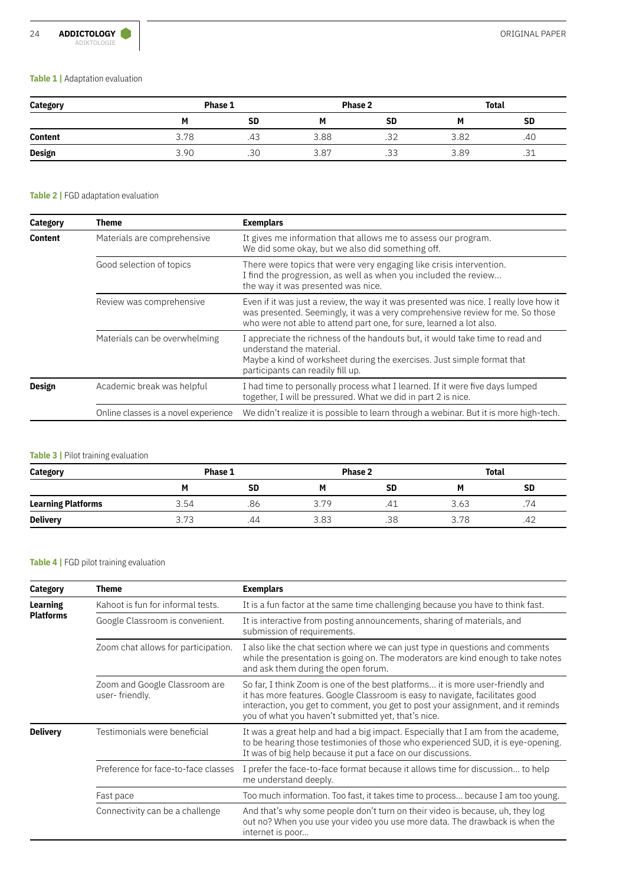**Table 1 |** Adaptation evaluation

| Category | Phase 1 | | Phase 2 | | Total | |
|---|---|---|---|---|---|---|
| | M | SD | M | SD | M | SD |
| **Content** | 3.78 | .43 | 3.88 | .32 | 3.82 | .40 |
| **Design** | 3.90 | .30 | 3.87 | .33 | 3.89 | .31 |

**Table 2 |** FGD adaptation evaluation

| Category | Theme | Exemplars |
|---|---|---|
| **Content** | Materials are comprehensive | It gives me information that allows me to assess our program. We did some okay, but we also did something off. |
| | Good selection of topics | There were topics that were very engaging like crisis intervention. I find the progression, as well as when you included the review... the way it was presented was nice. |
| | Review was comprehensive | Even if it was just a review, the way it was presented was nice. I really love how it was presented. Seemingly, it was a very comprehensive review for me. So those who were not able to attend part one, for sure, learned a lot also. |
| | Materials can be overwhelming | I appreciate the richness of the handouts but, it would take time to read and understand the material. Maybe a kind of worksheet during the exercises. Just simple format that participants can readily fill up. |
| **Design** | Academic break was helpful | I had time to personally process what I learned. If it were five days lumped together, I will be pressured. What we did in part 2 is nice. |
| | Online classes is a novel experience | We didn't realize it is possible to learn through a webinar. But it is more high-tech. |

**Table 3 |** Pilot training evaluation

| Category | Phase 1 | | Phase 2 | | Total | |
|---|---|---|---|---|---|---|
| | M | SD | M | SD | M | SD |
| **Learning Platforms** | 3.54 | .86 | 3.79 | .41 | 3.63 | .74 |
| **Delivery** | 3.73 | .44 | 3.83 | .38 | 3.78 | .42 |

**Table 4 |** FGD pilot training evaluation

| Category | Theme | Exemplars |
|---|---|---|
| **Learning Platforms** | Kahoot is fun for informal tests. | It is a fun factor at the same time challenging because you have to think fast. |
| | Google Classroom is convenient. | It is interactive from posting announcements, sharing of materials, and submission of requirements. |
| | Zoom chat allows for participation. | I also like the chat section where we can just type in questions and comments while the presentation is going on. The moderators are kind enough to take notes and ask them during the open forum. |
| | Zoom and Google Classroom are user- friendly. | So far, I think Zoom is one of the best platforms... it is more user-friendly and it has more features. Google Classroom is easy to navigate, facilitates good interaction, you get to comment, you get to post your assignment, and it reminds you of what you haven't submitted yet, that's nice. |
| **Delivery** | Testimonials were beneficial | It was a great help and had a big impact. Especially that I am from the academe, to be hearing those testimonies of those who experienced SUD, it is eye-opening. It was of big help because it put a face on our discussions. |
| | Preference for face-to-face classes | I prefer the face-to-face format because it allows time for discussion... to help me understand deeply. |
| | Fast pace | Too much information. Too fast, it takes time to process... because I am too young. |
| | Connectivity can be a challenge | And that's why some people don't turn on their video is because, uh, they log out no? When you use your video you use more data. The drawback is when the internet is poor... |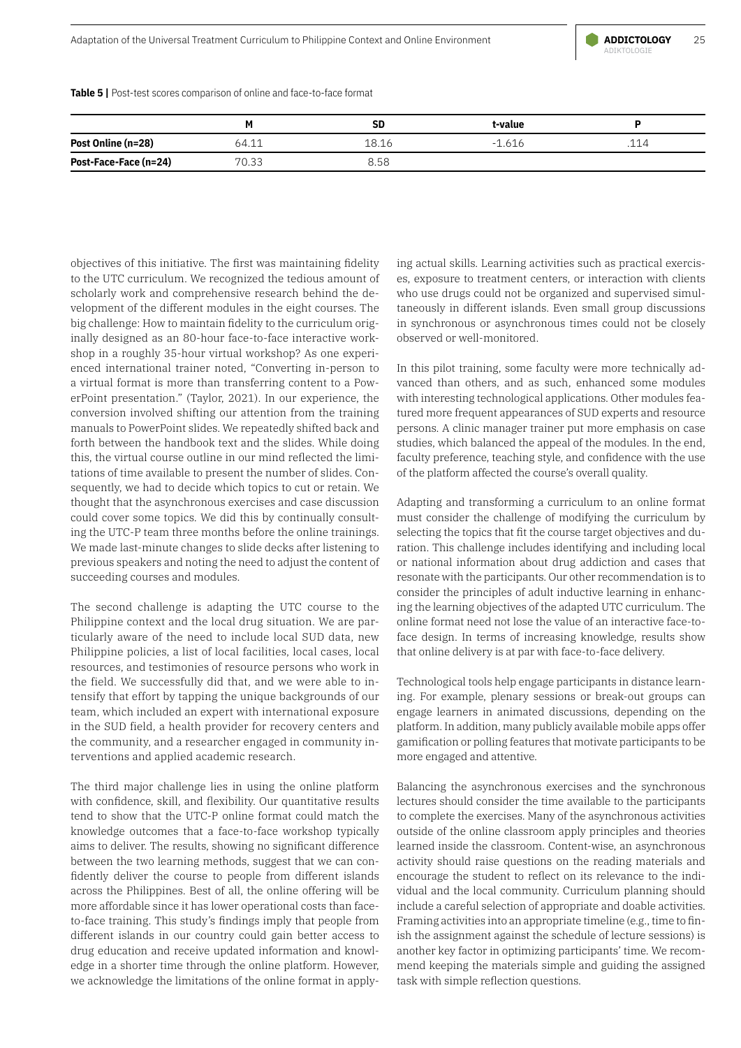**Table 5 |** Post-test scores comparison of online and face-to-face format

| | M | SD | t-value | P |
|---|---|---|---|---|
| **Post Online (n=28)** | 64.11 | 18.16 | -1.616 | .114 |
| **Post-Face-Face (n=24)** | 70.33 | 8.58 | | |

objectives of this initiative. The first was maintaining fidelity to the UTC curriculum. We recognized the tedious amount of scholarly work and comprehensive research behind the development of the different modules in the eight courses. The big challenge: How to maintain fidelity to the curriculum originally designed as an 80-hour face-to-face interactive workshop in a roughly 35-hour virtual workshop? As one experienced international trainer noted, "Converting in-person to a virtual format is more than transferring content to a PowerPoint presentation." (Taylor, 2021). In our experience, the conversion involved shifting our attention from the training manuals to PowerPoint slides. We repeatedly shifted back and forth between the handbook text and the slides. While doing this, the virtual course outline in our mind reflected the limitations of time available to present the number of slides. Consequently, we had to decide which topics to cut or retain. We thought that the asynchronous exercises and case discussion could cover some topics. We did this by continually consulting the UTC-P team three months before the online trainings. We made last-minute changes to slide decks after listening to previous speakers and noting the need to adjust the content of succeeding courses and modules.

The second challenge is adapting the UTC course to the Philippine context and the local drug situation. We are particularly aware of the need to include local SUD data, new Philippine policies, a list of local facilities, local cases, local resources, and testimonies of resource persons who work in the field. We successfully did that, and we were able to intensify that effort by tapping the unique backgrounds of our team, which included an expert with international exposure in the SUD field, a health provider for recovery centers and the community, and a researcher engaged in community interventions and applied academic research.

The third major challenge lies in using the online platform with confidence, skill, and flexibility. Our quantitative results tend to show that the UTC-P online format could match the knowledge outcomes that a face-to-face workshop typically aims to deliver. The results, showing no significant difference between the two learning methods, suggest that we can confidently deliver the course to people from different islands across the Philippines. Best of all, the online offering will be more affordable since it has lower operational costs than face-to-face training. This study's findings imply that people from different islands in our country could gain better access to drug education and receive updated information and knowledge in a shorter time through the online platform. However, we acknowledge the limitations of the online format in applying actual skills. Learning activities such as practical exercises, exposure to treatment centers, or interaction with clients who use drugs could not be organized and supervised simultaneously in different islands. Even small group discussions in synchronous or asynchronous times could not be closely observed or well-monitored.

In this pilot training, some faculty were more technically advanced than others, and as such, enhanced some modules with interesting technological applications. Other modules featured more frequent appearances of SUD experts and resource persons. A clinic manager trainer put more emphasis on case studies, which balanced the appeal of the modules. In the end, faculty preference, teaching style, and confidence with the use of the platform affected the course's overall quality.

Adapting and transforming a curriculum to an online format must consider the challenge of modifying the curriculum by selecting the topics that fit the course target objectives and duration. This challenge includes identifying and including local or national information about drug addiction and cases that resonate with the participants. Our other recommendation is to consider the principles of adult inductive learning in enhancing the learning objectives of the adapted UTC curriculum. The online format need not lose the value of an interactive face-to-face design. In terms of increasing knowledge, results show that online delivery is at par with face-to-face delivery.

Technological tools help engage participants in distance learning. For example, plenary sessions or break-out groups can engage learners in animated discussions, depending on the platform. In addition, many publicly available mobile apps offer gamification or polling features that motivate participants to be more engaged and attentive.

Balancing the asynchronous exercises and the synchronous lectures should consider the time available to the participants to complete the exercises. Many of the asynchronous activities outside of the online classroom apply principles and theories learned inside the classroom. Content-wise, an asynchronous activity should raise questions on the reading materials and encourage the student to reflect on its relevance to the individual and the local community. Curriculum planning should include a careful selection of appropriate and doable activities. Framing activities into an appropriate timeline (e.g., time to finish the assignment against the schedule of lecture sessions) is another key factor in optimizing participants' time. We recommend keeping the materials simple and guiding the assigned task with simple reflection questions.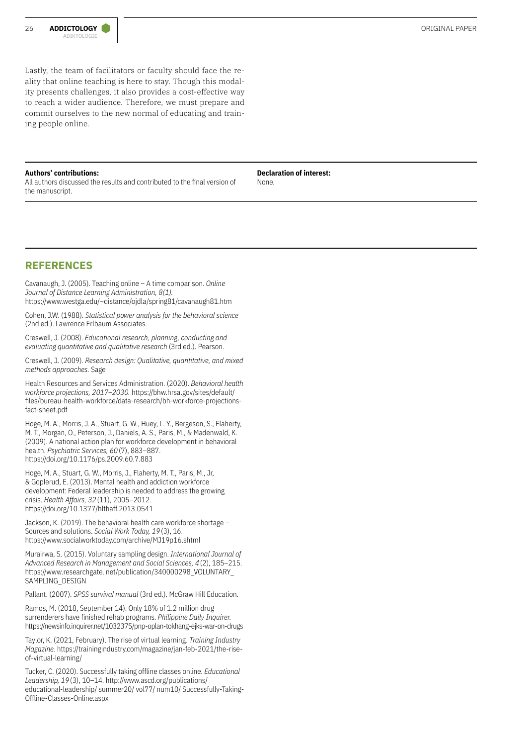Lastly, the team of facilitators or faculty should face the reality that online teaching is here to stay. Though this modality presents challenges, it also provides a cost-effective way to reach a wider audience. Therefore, we must prepare and commit ourselves to the new normal of educating and training people online.

**Authors' contributions:**
All authors discussed the results and contributed to the final version of the manuscript.

**Declaration of interest:**
None.

## REFERENCES

Cavanaugh, J. (2005). Teaching online – A time comparison. *Online Journal of Distance Learning Administration, 8(1).* https://www.westga.edu/~distance/ojdla/spring81/cavanaugh81.htm

Cohen, J.W. (1988). *Statistical power analysis for the behavioral science* (2nd ed.). Lawrence Erlbaum Associates.

Creswell, J. (2008). *Educational research, planning, conducting and evaluating quantitative and qualitative research* (3rd ed.). Pearson.

Creswell, J. (2009). *Research design: Qualitative, quantitative, and mixed methods approaches.* Sage

Health Resources and Services Administration. (2020). *Behavioral health workforce projections, 2017–2030.* https://bhw.hrsa.gov/sites/default/files/bureau-health-workforce/data-research/bh-workforce-projections-fact-sheet.pdf

Hoge, M. A., Morris, J. A., Stuart, G. W., Huey, L. Y., Bergeson, S., Flaherty, M. T., Morgan, O., Peterson, J., Daniels, A. S., Paris, M., & Madenwald, K. (2009). A national action plan for workforce development in behavioral health. *Psychiatric Services, 60* (7), 883–887. https://doi.org/10.1176/ps.2009.60.7.883

Hoge, M. A., Stuart, G. W., Morris, J., Flaherty, M. T., Paris, M., Jr, & Goplerud, E. (2013). Mental health and addiction workforce development: Federal leadership is needed to address the growing crisis. *Health Affairs, 32* (11), 2005–2012. https://doi.org/10.1377/hlthaff.2013.0541

Jackson, K. (2019). The behavioral health care workforce shortage – Sources and solutions. *Social Work Today, 19* (3), 16. https://www.socialworktoday.com/archive/MJ19p16.shtml

Murairwa, S. (2015). Voluntary sampling design. *International Journal of Advanced Research in Management and Social Sciences, 4* (2), 185–215. https://www.researchgate. net/publication/340000298_VOLUNTARY_SAMPLING_DESIGN

Pallant. (2007). *SPSS survival manual* (3rd ed.). McGraw Hill Education.

Ramos, M. (2018, September 14). Only 18% of 1.2 million drug surrenderers have finished rehab programs. *Philippine Daily Inquirer.* https://newsinfo.inquirer.net/1032375/pnp-oplan-tokhang-ejks-war-on-drugs

Taylor, K. (2021, February). The rise of virtual learning. *Training Industry Magazine.* https://trainingindustry.com/magazine/jan-feb-2021/the-rise-of-virtual-learning/

Tucker, C. (2020). Successfully taking offline classes online. *Educational Leadership, 19* (3), 10–14. http://www.ascd.org/publications/educational-leadership/ summer20/ vol77/ num10/ Successfully-Taking-Offline-Classes-Online.aspx